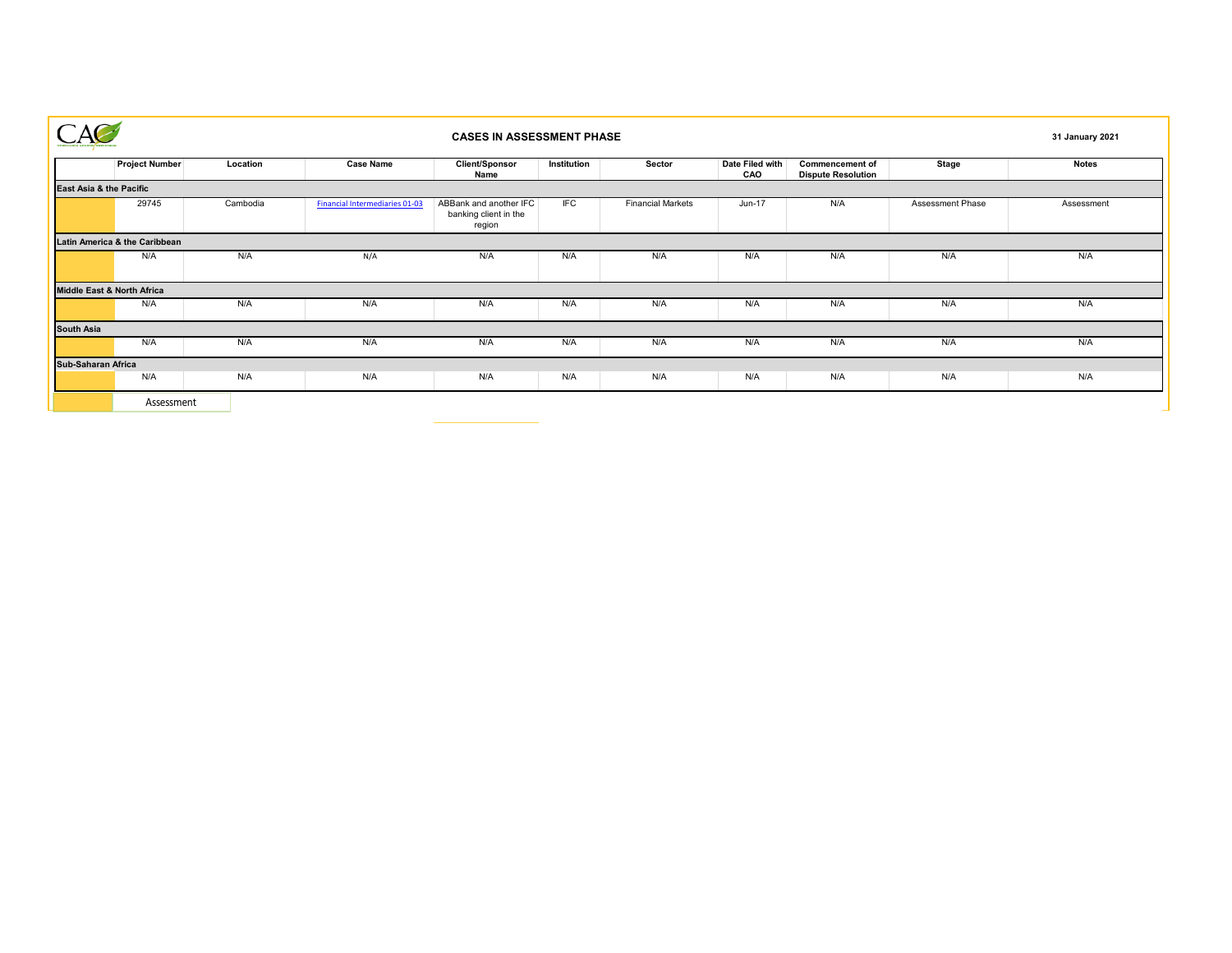# CASES IN ASSESSMENT PHASE

**31 January 2021**

| | Project Number | Location | Case Name | Client/Sponsor Name | Institution | Sector | Date Filed with CAO | Commencement of Dispute Resolution | Stage | Notes |
|---|---|---|---|---|---|---|---|---|---|---|
| **East Asia & the Pacific** | | | | | | | | | | |
| | 29745 | Cambodia | Financial Intermediaries 01-03 | ABBank and another IFC banking client in the region | IFC | Financial Markets | Jun-17 | N/A | Assessment Phase | Assessment |
| **Latin America & the Caribbean** | | | | | | | | | | |
| | N/A | N/A | N/A | N/A | N/A | N/A | N/A | N/A | N/A | N/A |
| **Middle East & North Africa** | | | | | | | | | | |
| | N/A | N/A | N/A | N/A | N/A | N/A | N/A | N/A | N/A | N/A |
| **South Asia** | | | | | | | | | | |
| | N/A | N/A | N/A | N/A | N/A | N/A | N/A | N/A | N/A | N/A |
| **Sub-Saharan Africa** | | | | | | | | | | |
| | N/A | N/A | N/A | N/A | N/A | N/A | N/A | N/A | N/A | N/A |

Assessment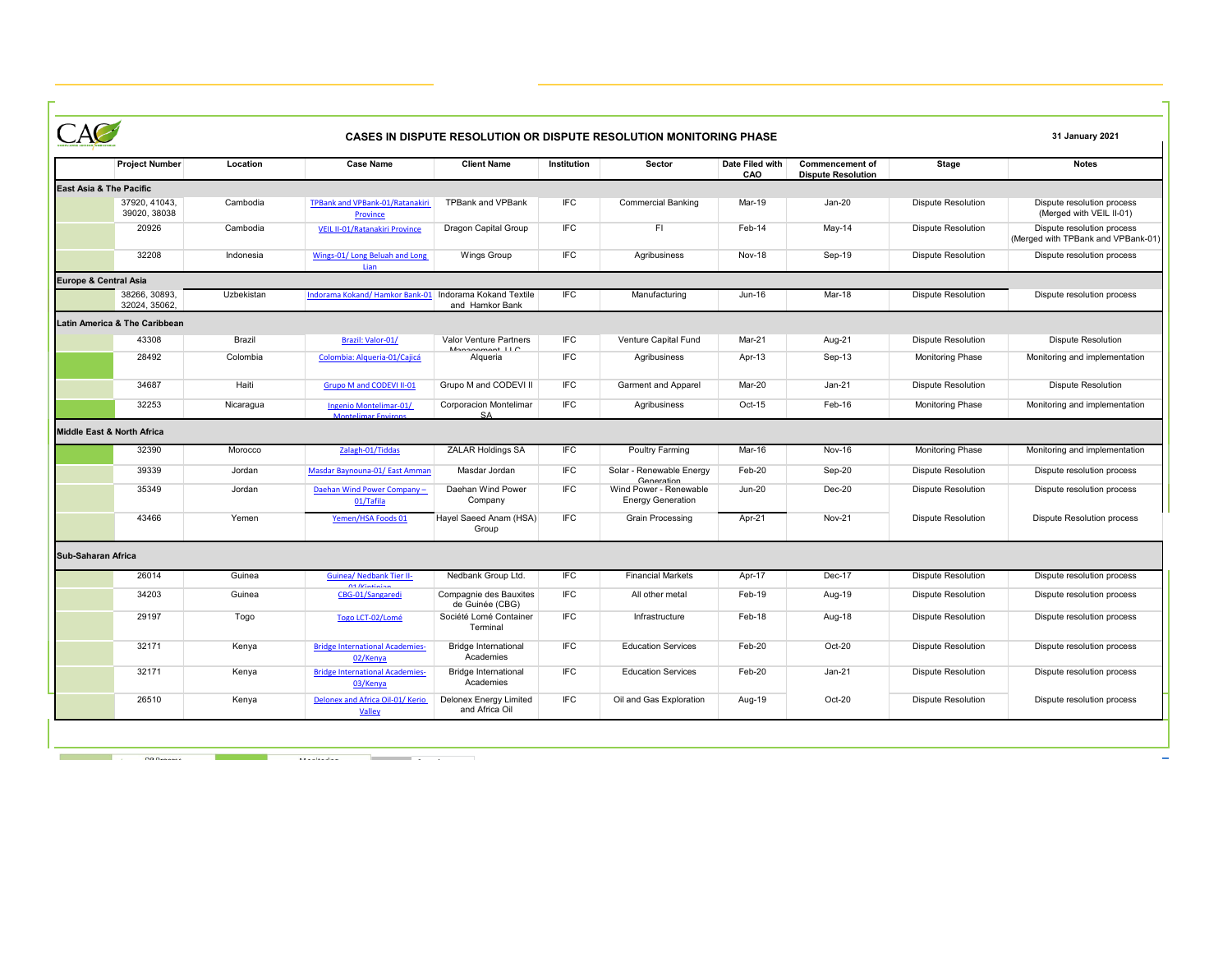## CASES IN DISPUTE RESOLUTION OR DISPUTE RESOLUTION MONITORING PHASE

**31 January 2021**

| | Project Number | Location | Case Name | Client Name | Institution | Sector | Date Filed with CAO | Commencement of Dispute Resolution | Stage | Notes |
|---|---|---|---|---|---|---|---|---|---|---|
| **East Asia & The Pacific** | | | | | | | | | | |
| | 37920, 41043, 39020, 38038 | Cambodia | TPBank and VPBank-01/Ratanakiri Province | TPBank and VPBank | IFC | Commercial Banking | Mar-19 | Jan-20 | Dispute Resolution | Dispute resolution process (Merged with VEIL II-01) |
| | 20926 | Cambodia | VEIL II-01/Ratanakiri Province | Dragon Capital Group | IFC | FI | Feb-14 | May-14 | Dispute Resolution | Dispute resolution process (Merged with TPBank and VPBank-01) |
| | 32208 | Indonesia | Wings-01/ Long Beluah and Long Lian | Wings Group | IFC | Agribusiness | Nov-18 | Sep-19 | Dispute Resolution | Dispute resolution process |
| **Europe & Central Asia** | | | | | | | | | | |
| | 38266, 30893, 32024, 35062, | Uzbekistan | Indorama Kokand/ Hamkor Bank-01 | Indorama Kokand Textile and Hamkor Bank | IFC | Manufacturing | Jun-16 | Mar-18 | Dispute Resolution | Dispute resolution process |
| **Latin America & The Caribbean** | | | | | | | | | | |
| | 43308 | Brazil | Brazil: Valor-01/ | Valor Venture Partners Management LLC | IFC | Venture Capital Fund | Mar-21 | Aug-21 | Dispute Resolution | Dispute Resolution |
| | 28492 | Colombia | Colombia: Alqueria-01/Cajicá | Alqueria | IFC | Agribusiness | Apr-13 | Sep-13 | Monitoring Phase | Monitoring and implementation |
| | 34687 | Haiti | Grupo M and CODEVI II-01 | Grupo M and CODEVI II | IFC | Garment and Apparel | Mar-20 | Jan-21 | Dispute Resolution | Dispute Resolution |
| | 32253 | Nicaragua | Ingenio Montelimar-01/ Montelimar Environs | Corporacion Montelimar SA | IFC | Agribusiness | Oct-15 | Feb-16 | Monitoring Phase | Monitoring and implementation |
| **Middle East & North Africa** | | | | | | | | | | |
| | 32390 | Morocco | Zalagh-01/Tiddas | ZALAR Holdings SA | IFC | Poultry Farming | Mar-16 | Nov-16 | Monitoring Phase | Monitoring and implementation |
| | 39339 | Jordan | Masdar Baynouna-01/ East Amman | Masdar Jordan | IFC | Solar - Renewable Energy Generation | Feb-20 | Sep-20 | Dispute Resolution | Dispute resolution process |
| | 35349 | Jordan | Daehan Wind Power Company – 01/Tafila | Daehan Wind Power Company | IFC | Wind Power - Renewable Energy Generation | Jun-20 | Dec-20 | Dispute Resolution | Dispute resolution process |
| | 43466 | Yemen | Yemen/HSA Foods 01 | Hayel Saeed Anam (HSA) Group | IFC | Grain Processing | Apr-21 | Nov-21 | Dispute Resolution | Dispute Resolution process |
| **Sub-Saharan Africa** | | | | | | | | | | |
| | 26014 | Guinea | Guinea/ Nedbank Tier II-01/Kintinian | Nedbank Group Ltd. | IFC | Financial Markets | Apr-17 | Dec-17 | Dispute Resolution | Dispute resolution process |
| | 34203 | Guinea | CBG-01/Sangaredi | Compagnie des Bauxites de Guinée (CBG) | IFC | All other metal | Feb-19 | Aug-19 | Dispute Resolution | Dispute resolution process |
| | 29197 | Togo | Togo LCT-02/Lomé | Société Lomé Container Terminal | IFC | Infrastructure | Feb-18 | Aug-18 | Dispute Resolution | Dispute resolution process |
| | 32171 | Kenya | Bridge International Academies-02/Kenya | Bridge International Academies | IFC | Education Services | Feb-20 | Oct-20 | Dispute Resolution | Dispute resolution process |
| | 32171 | Kenya | Bridge International Academies-03/Kenya | Bridge International Academies | IFC | Education Services | Feb-20 | Jan-21 | Dispute Resolution | Dispute resolution process |
| | 26510 | Kenya | Delonex and Africa Oil-01/ Kerio Valley | Delonex Energy Limited and Africa Oil | IFC | Oil and Gas Exploration | Aug-19 | Oct-20 | Dispute Resolution | Dispute resolution process |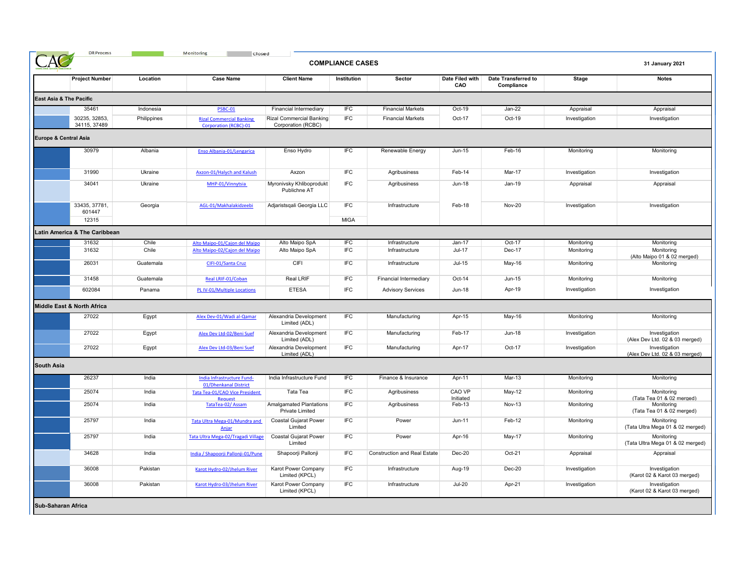DR Process | Monitoring | Closed

# COMPLIANCE CASES

31 January 2021

| | Project Number | Location | Case Name | Client Name | Institution | Sector | Date Filed with CAO | Date Transferred to Compliance | Stage | Notes |
|---|---|---|---|---|---|---|---|---|---|---|
| **East Asia & The Pacific** | | | | | | | | | | |
| | 35461 | Indonesia | PSBC-01 | Financial Intermediary | IFC | Financial Markets | Oct-19 | Jan-22 | Appraisal | Appraisal |
| | 30235, 32853, 34115, 37489 | Philippines | Rizal Commercial Banking Corporation (RCBC)-01 | Rizal Commercial Banking Corporation (RCBC) | IFC | Financial Markets | Oct-17 | Oct-19 | Investigation | Investigation |
| **Europe & Central Asia** | | | | | | | | | | |
| | 30979 | Albania | Enso Albania-01/Lengarica | Enso Hydro | IFC | Renewable Energy | Jun-15 | Feb-16 | Monitoring | Monitoring |
| | 31990 | Ukraine | Axzon-01/Halych and Kalush | Axzon | IFC | Agribusiness | Feb-14 | Mar-17 | Investigation | Investigation |
| | 34041 | Ukraine | MHP-01/Vinnytsia | Myronivsky Khliboprodukt Publichne AT | IFC | Agribusiness | Jun-18 | Jan-19 | Appraisal | Appraisal |
| | 33435, 37781, 601447 | Georgia | AGL-01/Makhalakidzeebi | Adjaristsqali Georgia LLC | IFC | Infrastructure | Feb-18 | Nov-20 | Investigation | Investigation |
| | 12315 | | | | MIGA | | | | | |
| **Latin America & The Caribbean** | | | | | | | | | | |
| | 31632 | Chile | Alto Maipo-01/Cajon del Maipo | Alto Maipo SpA | IFC | Infrastructure | Jan-17 | Oct-17 | Monitoring | Monitoring |
| | 31632 | Chile | Alto Maipo-02/Cajon del Maipo | Alto Maipo SpA | IFC | Infrastructure | Jul-17 | Dec-17 | Monitoring | Monitoring (Alto Maipo 01 & 02 merged) |
| | 26031 | Guatemala | CIFI-01/Santa Cruz | CIFI | IFC | Infrastructure | Jul-15 | May-16 | Monitoring | Monitoring |
| | 31458 | Guatemala | Real LRIF-01/Coban | Real LRIF | IFC | Financial Intermediary | Oct-14 | Jun-15 | Monitoring | Monitoring |
| | 602084 | Panama | PL IV-01/Multiple Locations | ETESA | IFC | Advisory Services | Jun-18 | Apr-19 | Investigation | Investigation |
| **Middle East & North Africa** | | | | | | | | | | |
| | 27022 | Egypt | Alex Dev-01/Wadi al-Qamar | Alexandria Development Limited (ADL) | IFC | Manufacturing | Apr-15 | May-16 | Monitoring | Monitoring |
| | 27022 | Egypt | Alex Dev Ltd-02/Beni Suef | Alexandria Development Limited (ADL) | IFC | Manufacturing | Feb-17 | Jun-18 | Investigation | Investigation (Alex Dev Ltd. 02 & 03 merged) |
| | 27022 | Egypt | Alex Dev Ltd-03/Beni Suef | Alexandria Development Limited (ADL) | IFC | Manufacturing | Apr-17 | Oct-17 | Investigation | Investigation (Alex Dev Ltd. 02 & 03 merged) |
| **South Asia** | | | | | | | | | | |
| | 26237 | India | India Infrastructure Fund-01/Dhenkanal District | India Infrastructure Fund | IFC | Finance & Insurance | Apr-11 | Mar-13 | Monitoring | Monitoring |
| | 25074 | India | Tata Tea-01/CAO Vice President Request | Tata Tea | IFC | Agribusiness | CAO VP Initiated | May-12 | Monitoring | Monitoring (Tata Tea 01 & 02 merged) |
| | 25074 | India | TataTea-02/ Assam | Amalgamated Plantations Private Limited | IFC | Agribusiness | Feb-13 | Nov-13 | Monitoring | Monitoring (Tata Tea 01 & 02 merged) |
| | 25797 | India | Tata Ultra Mega-01/Mundra and Anjar | Coastal Gujarat Power Limited | IFC | Power | Jun-11 | Feb-12 | Monitoring | Monitoring (Tata Ultra Mega 01 & 02 merged) |
| | 25797 | India | Tata Ultra Mega-02/Tragadi Village | Coastal Gujarat Power Limited | IFC | Power | Apr-16 | May-17 | Monitoring | Monitoring (Tata Ultra Mega 01 & 02 merged) |
| | 34628 | India | India / Shapoorji Pallonji-01/Pune | Shapoorji Pallonji | IFC | Construction and Real Estate | Dec-20 | Oct-21 | Appraisal | Appraisal |
| | 36008 | Pakistan | Karot Hydro-02/Jhelum River | Karot Power Company Limited (KPCL) | IFC | Infrastructure | Aug-19 | Dec-20 | Investigation | Investigation (Karot 02 & Karot 03 merged) |
| | 36008 | Pakistan | Karot Hydro-03/Jhelum River | Karot Power Company Limited (KPCL) | IFC | Infrastructure | Jul-20 | Apr-21 | Investigation | Investigation (Karot 02 & Karot 03 merged) |
| **Sub-Saharan Africa** | | | | | | | | | | |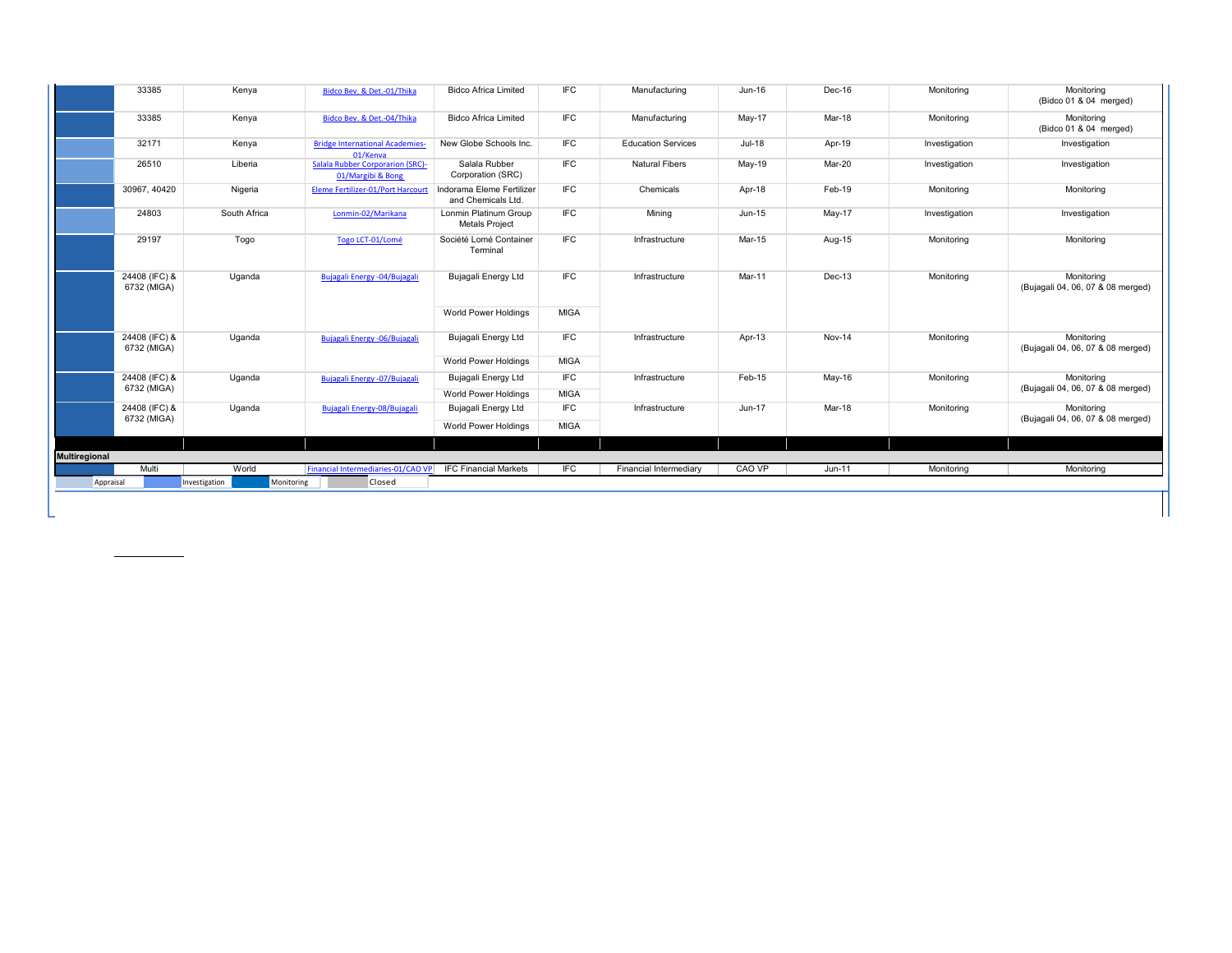| | | | | | | | | | | |
|---|---|---|---|---|---|---|---|---|---|---|
| | 33385 | Kenya | Bidco Bev. & Det.-01/Thika | Bidco Africa Limited | IFC | Manufacturing | Jun-16 | Dec-16 | Monitoring | Monitoring (Bidco 01 & 04 merged) |
| | 33385 | Kenya | Bidco Bev. & Det.-04/Thika | Bidco Africa Limited | IFC | Manufacturing | May-17 | Mar-18 | Monitoring | Monitoring (Bidco 01 & 04 merged) |
| | 32171 | Kenya | Bridge International Academies-01/Kenya | New Globe Schools Inc. | IFC | Education Services | Jul-18 | Apr-19 | Investigation | Investigation |
| | 26510 | Liberia | Salala Rubber Corporarion (SRC)-01/Margibi & Bong | Salala Rubber Corporation (SRC) | IFC | Natural Fibers | May-19 | Mar-20 | Investigation | Investigation |
| | 30967, 40420 | Nigeria | Eleme Fertilizer-01/Port Harcourt | Indorama Eleme Fertilizer and Chemicals Ltd. | IFC | Chemicals | Apr-18 | Feb-19 | Monitoring | Monitoring |
| | 24803 | South Africa | Lonmin-02/Marikana | Lonmin Platinum Group Metals Project | IFC | Mining | Jun-15 | May-17 | Investigation | Investigation |
| | 29197 | Togo | Togo LCT-01/Lomé | Société Lomé Container Terminal | IFC | Infrastructure | Mar-15 | Aug-15 | Monitoring | Monitoring |
| | 24408 (IFC) & 6732 (MIGA) | Uganda | Bujagali Energy -04/Bujagali | Bujagali Energy Ltd | IFC | Infrastructure | Mar-11 | Dec-13 | Monitoring | Monitoring (Bujagali 04, 06, 07 & 08 merged) |
| | | | | World Power Holdings | MIGA | | | | | |
| | 24408 (IFC) & 6732 (MIGA) | Uganda | Bujagali Energy -06/Bujagali | Bujagali Energy Ltd | IFC | Infrastructure | Apr-13 | Nov-14 | Monitoring | Monitoring (Bujagali 04, 06, 07 & 08 merged) |
| | | | | World Power Holdings | MIGA | | | | | |
| | 24408 (IFC) & 6732 (MIGA) | Uganda | Bujagali Energy -07/Bujagali | Bujagali Energy Ltd | IFC | Infrastructure | Feb-15 | May-16 | Monitoring | Monitoring (Bujagali 04, 06, 07 & 08 merged) |
| | | | | World Power Holdings | MIGA | | | | | |
| | 24408 (IFC) & 6732 (MIGA) | Uganda | Bujagali Energy-08/Bujagali | Bujagali Energy Ltd | IFC | Infrastructure | Jun-17 | Mar-18 | Monitoring | Monitoring (Bujagali 04, 06, 07 & 08 merged) |
| | | | | World Power Holdings | MIGA | | | | | |
| **Multiregional** | | | | | | | | | | |
| | Multi | World | Financial Intermediaries-01/CAO VP | IFC Financial Markets | IFC | Financial Intermediary | CAO VP | Jun-11 | Monitoring | Monitoring |

Appraisal | Investigation | Monitoring | Closed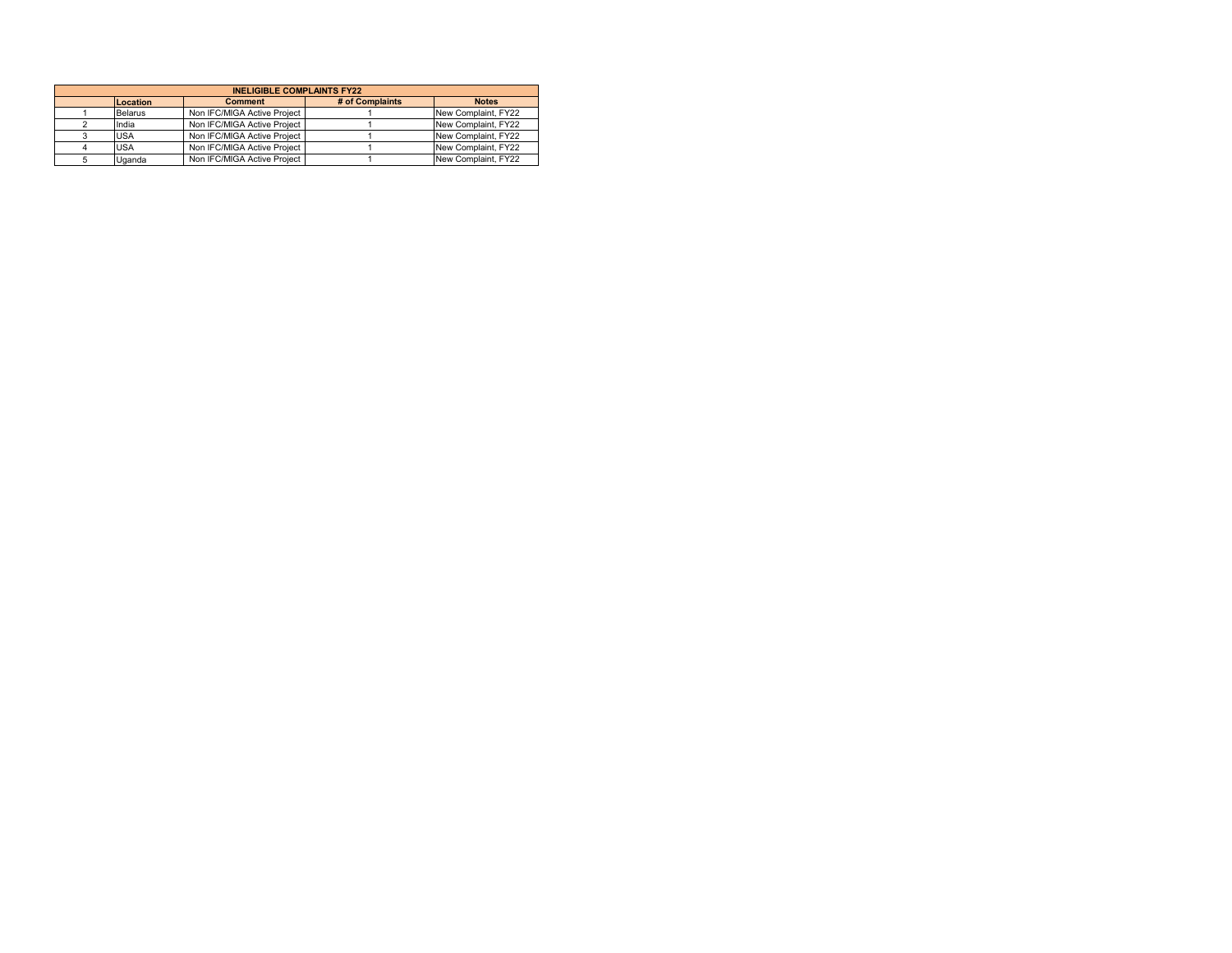| INELIGIBLE COMPLAINTS FY22 | | | | |
|---|---|---|---|---|
| | Location | Comment | # of Complaints | Notes |
| 1 | Belarus | Non IFC/MIGA Active Project | 1 | New Complaint, FY22 |
| 2 | India | Non IFC/MIGA Active Project | 1 | New Complaint, FY22 |
| 3 | USA | Non IFC/MIGA Active Project | 1 | New Complaint, FY22 |
| 4 | USA | Non IFC/MIGA Active Project | 1 | New Complaint, FY22 |
| 5 | Uganda | Non IFC/MIGA Active Project | 1 | New Complaint, FY22 |